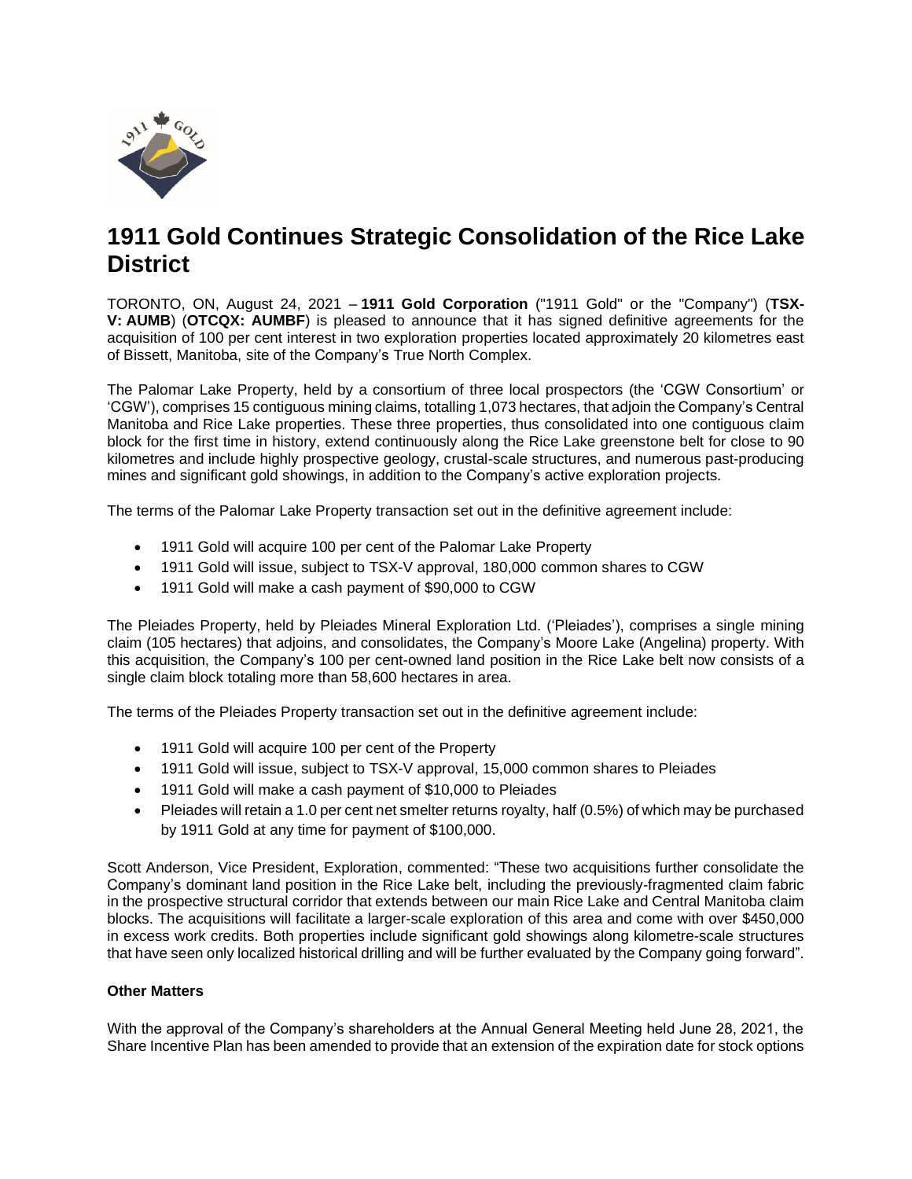# 1911 Gold Continues Strategic Consolidation of the Rice Lake District

TORONTO, ON, August 24, 2021 – **1911 Gold Corporation** ("1911 Gold" or the "Company") (**TSX-V: AUMB**) (**OTCQX: AUMBF**) is pleased to announce that it has signed definitive agreements for the acquisition of 100 per cent interest in two exploration properties located approximately 20 kilometres east of Bissett, Manitoba, site of the Company's True North Complex.

The Palomar Lake Property, held by a consortium of three local prospectors (the 'CGW Consortium' or 'CGW'), comprises 15 contiguous mining claims, totalling 1,073 hectares, that adjoin the Company's Central Manitoba and Rice Lake properties. These three properties, thus consolidated into one contiguous claim block for the first time in history, extend continuously along the Rice Lake greenstone belt for close to 90 kilometres and include highly prospective geology, crustal-scale structures, and numerous past-producing mines and significant gold showings, in addition to the Company's active exploration projects.

The terms of the Palomar Lake Property transaction set out in the definitive agreement include:

- 1911 Gold will acquire 100 per cent of the Palomar Lake Property
- 1911 Gold will issue, subject to TSX-V approval, 180,000 common shares to CGW
- 1911 Gold will make a cash payment of $90,000 to CGW

The Pleiades Property, held by Pleiades Mineral Exploration Ltd. ('Pleiades'), comprises a single mining claim (105 hectares) that adjoins, and consolidates, the Company's Moore Lake (Angelina) property. With this acquisition, the Company's 100 per cent-owned land position in the Rice Lake belt now consists of a single claim block totaling more than 58,600 hectares in area.

The terms of the Pleiades Property transaction set out in the definitive agreement include:

- 1911 Gold will acquire 100 per cent of the Property
- 1911 Gold will issue, subject to TSX-V approval, 15,000 common shares to Pleiades
- 1911 Gold will make a cash payment of $10,000 to Pleiades
- Pleiades will retain a 1.0 per cent net smelter returns royalty, half (0.5%) of which may be purchased by 1911 Gold at any time for payment of $100,000.

Scott Anderson, Vice President, Exploration, commented: "These two acquisitions further consolidate the Company's dominant land position in the Rice Lake belt, including the previously-fragmented claim fabric in the prospective structural corridor that extends between our main Rice Lake and Central Manitoba claim blocks. The acquisitions will facilitate a larger-scale exploration of this area and come with over $450,000 in excess work credits. Both properties include significant gold showings along kilometre-scale structures that have seen only localized historical drilling and will be further evaluated by the Company going forward".

**Other Matters**

With the approval of the Company's shareholders at the Annual General Meeting held June 28, 2021, the Share Incentive Plan has been amended to provide that an extension of the expiration date for stock options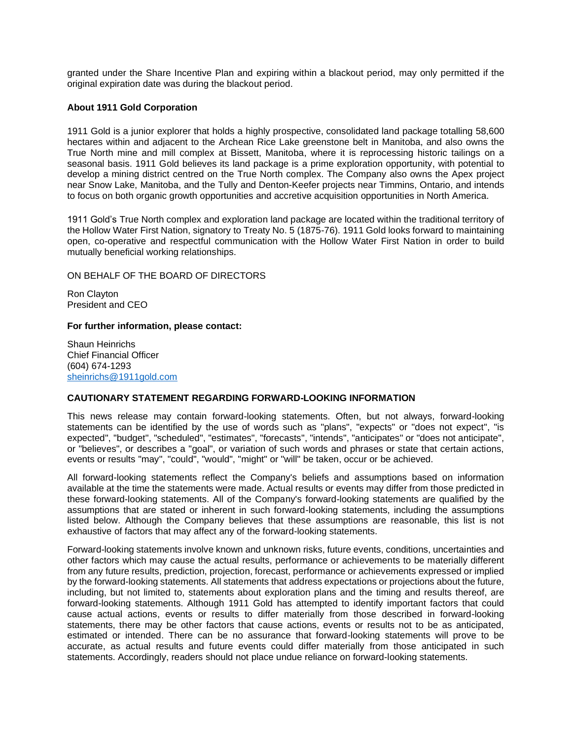granted under the Share Incentive Plan and expiring within a blackout period, may only permitted if the original expiration date was during the blackout period.

**About 1911 Gold Corporation**

1911 Gold is a junior explorer that holds a highly prospective, consolidated land package totalling 58,600 hectares within and adjacent to the Archean Rice Lake greenstone belt in Manitoba, and also owns the True North mine and mill complex at Bissett, Manitoba, where it is reprocessing historic tailings on a seasonal basis. 1911 Gold believes its land package is a prime exploration opportunity, with potential to develop a mining district centred on the True North complex. The Company also owns the Apex project near Snow Lake, Manitoba, and the Tully and Denton-Keefer projects near Timmins, Ontario, and intends to focus on both organic growth opportunities and accretive acquisition opportunities in North America.

1911 Gold's True North complex and exploration land package are located within the traditional territory of the Hollow Water First Nation, signatory to Treaty No. 5 (1875-76). 1911 Gold looks forward to maintaining open, co-operative and respectful communication with the Hollow Water First Nation in order to build mutually beneficial working relationships.

ON BEHALF OF THE BOARD OF DIRECTORS

Ron Clayton
President and CEO

**For further information, please contact:**

Shaun Heinrichs
Chief Financial Officer
(604) 674-1293
sheinrichs@1911gold.com

**CAUTIONARY STATEMENT REGARDING FORWARD-LOOKING INFORMATION**

This news release may contain forward-looking statements. Often, but not always, forward-looking statements can be identified by the use of words such as "plans", "expects" or "does not expect", "is expected", "budget", "scheduled", "estimates", "forecasts", "intends", "anticipates" or "does not anticipate", or "believes", or describes a "goal", or variation of such words and phrases or state that certain actions, events or results "may", "could", "would", "might" or "will" be taken, occur or be achieved.

All forward-looking statements reflect the Company's beliefs and assumptions based on information available at the time the statements were made. Actual results or events may differ from those predicted in these forward-looking statements. All of the Company's forward-looking statements are qualified by the assumptions that are stated or inherent in such forward-looking statements, including the assumptions listed below. Although the Company believes that these assumptions are reasonable, this list is not exhaustive of factors that may affect any of the forward-looking statements.

Forward-looking statements involve known and unknown risks, future events, conditions, uncertainties and other factors which may cause the actual results, performance or achievements to be materially different from any future results, prediction, projection, forecast, performance or achievements expressed or implied by the forward-looking statements. All statements that address expectations or projections about the future, including, but not limited to, statements about exploration plans and the timing and results thereof, are forward-looking statements. Although 1911 Gold has attempted to identify important factors that could cause actual actions, events or results to differ materially from those described in forward-looking statements, there may be other factors that cause actions, events or results not to be as anticipated, estimated or intended. There can be no assurance that forward-looking statements will prove to be accurate, as actual results and future events could differ materially from those anticipated in such statements. Accordingly, readers should not place undue reliance on forward-looking statements.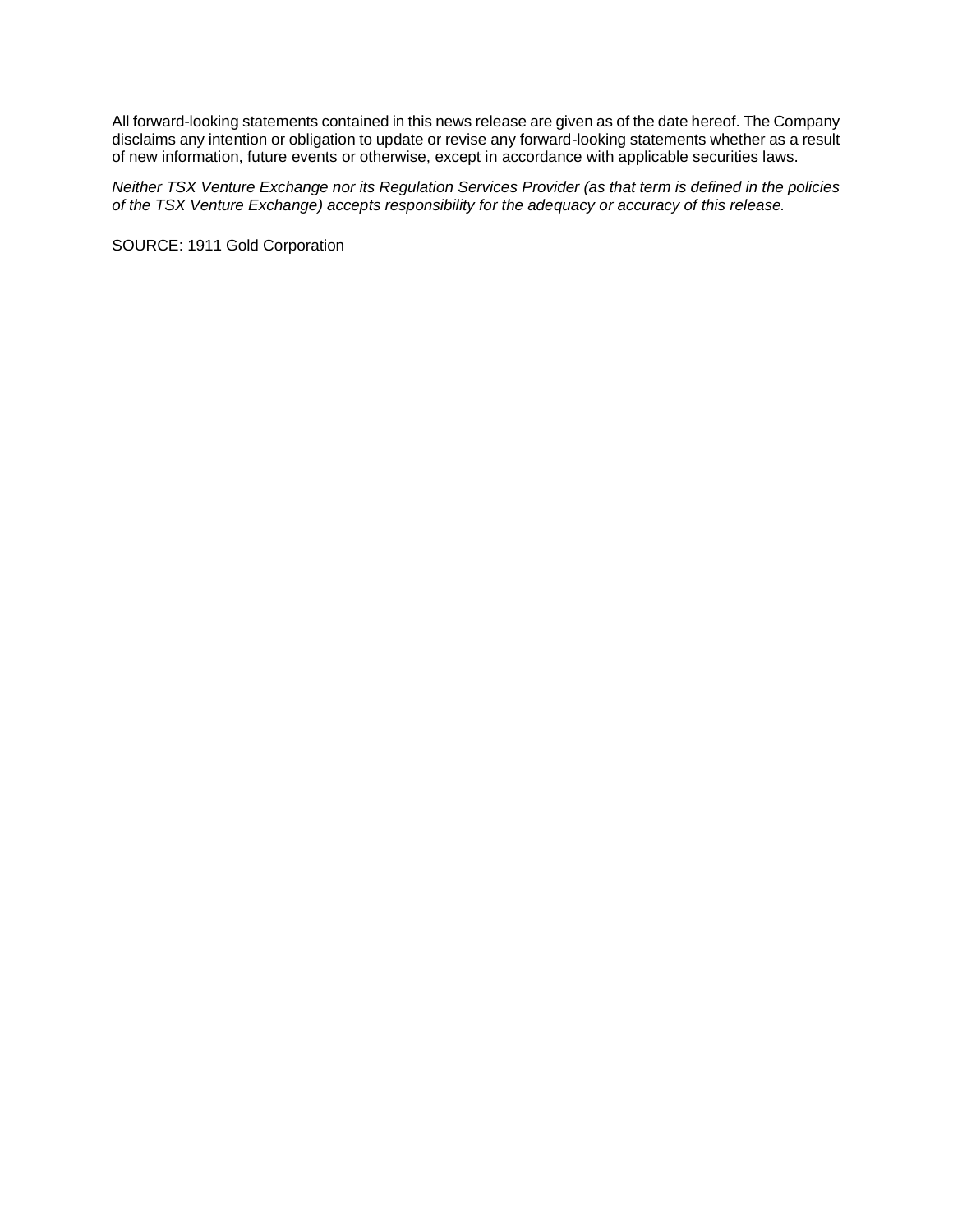All forward-looking statements contained in this news release are given as of the date hereof. The Company disclaims any intention or obligation to update or revise any forward-looking statements whether as a result of new information, future events or otherwise, except in accordance with applicable securities laws.

*Neither TSX Venture Exchange nor its Regulation Services Provider (as that term is defined in the policies of the TSX Venture Exchange) accepts responsibility for the adequacy or accuracy of this release.*

SOURCE: 1911 Gold Corporation